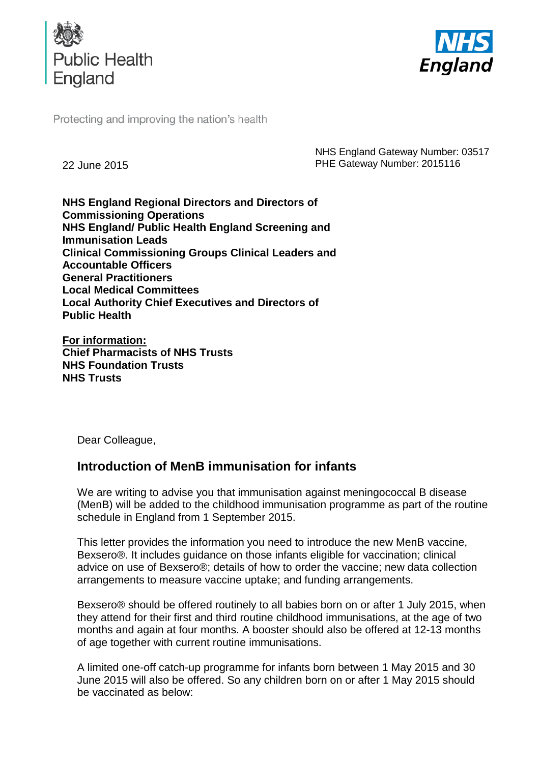Public Health England

Protecting and improving the nation's health

NHS England

22 June 2015

NHS England Gateway Number: 03517
PHE Gateway Number: 2015116

**NHS England Regional Directors and Directors of Commissioning Operations**
**NHS England/ Public Health England Screening and Immunisation Leads**
**Clinical Commissioning Groups Clinical Leaders and Accountable Officers**
**General Practitioners**
**Local Medical Committees**
**Local Authority Chief Executives and Directors of Public Health**

**For information:**
**Chief Pharmacists of NHS Trusts**
**NHS Foundation Trusts**
**NHS Trusts**

Dear Colleague,

## Introduction of MenB immunisation for infants

We are writing to advise you that immunisation against meningococcal B disease (MenB) will be added to the childhood immunisation programme as part of the routine schedule in England from 1 September 2015.

This letter provides the information you need to introduce the new MenB vaccine, Bexsero®. It includes guidance on those infants eligible for vaccination; clinical advice on use of Bexsero®; details of how to order the vaccine; new data collection arrangements to measure vaccine uptake; and funding arrangements.

Bexsero® should be offered routinely to all babies born on or after 1 July 2015, when they attend for their first and third routine childhood immunisations, at the age of two months and again at four months. A booster should also be offered at 12-13 months of age together with current routine immunisations.

A limited one-off catch-up programme for infants born between 1 May 2015 and 30 June 2015 will also be offered. So any children born on or after 1 May 2015 should be vaccinated as below: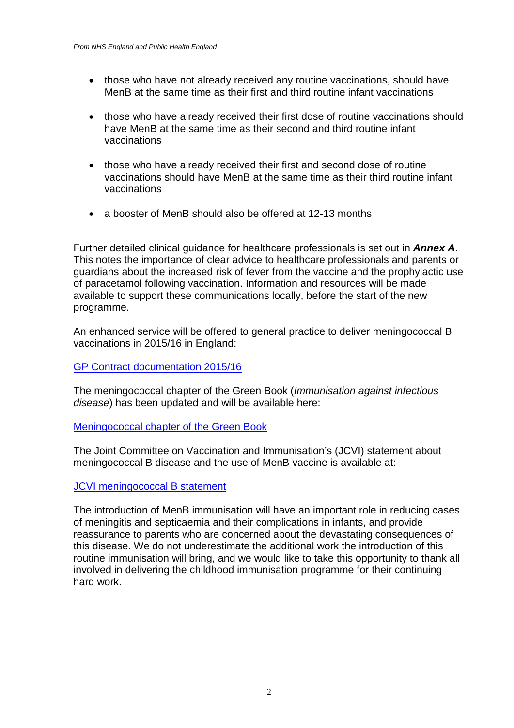- those who have not already received any routine vaccinations, should have MenB at the same time as their first and third routine infant vaccinations
- those who have already received their first dose of routine vaccinations should have MenB at the same time as their second and third routine infant vaccinations
- those who have already received their first and second dose of routine vaccinations should have MenB at the same time as their third routine infant vaccinations
- a booster of MenB should also be offered at 12-13 months

Further detailed clinical guidance for healthcare professionals is set out in ***Annex A***. This notes the importance of clear advice to healthcare professionals and parents or guardians about the increased risk of fever from the vaccine and the prophylactic use of paracetamol following vaccination. Information and resources will be made available to support these communications locally, before the start of the new programme.

An enhanced service will be offered to general practice to deliver meningococcal B vaccinations in 2015/16 in England:

GP Contract documentation 2015/16

The meningococcal chapter of the Green Book (*Immunisation against infectious disease*) has been updated and will be available here:

Meningococcal chapter of the Green Book

The Joint Committee on Vaccination and Immunisation's (JCVI) statement about meningococcal B disease and the use of MenB vaccine is available at:

JCVI meningococcal B statement

The introduction of MenB immunisation will have an important role in reducing cases of meningitis and septicaemia and their complications in infants, and provide reassurance to parents who are concerned about the devastating consequences of this disease. We do not underestimate the additional work the introduction of this routine immunisation will bring, and we would like to take this opportunity to thank all involved in delivering the childhood immunisation programme for their continuing hard work.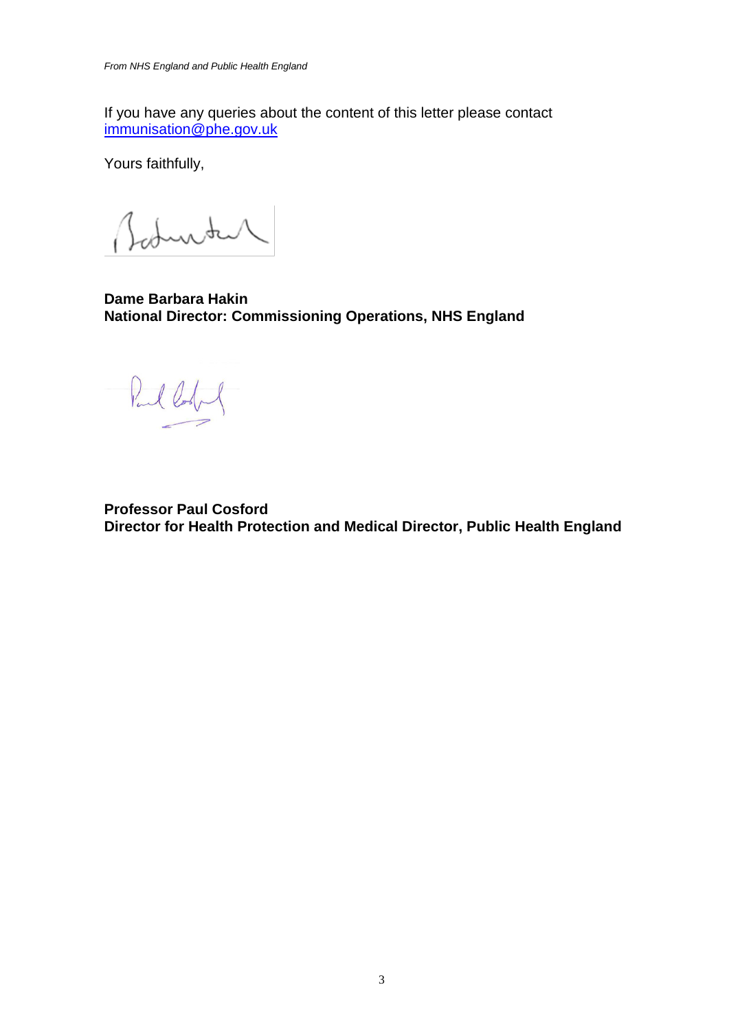If you have any queries about the content of this letter please contact immunisation@phe.gov.uk

Yours faithfully,

**Dame Barbara Hakin**
**National Director: Commissioning Operations, NHS England**

**Professor Paul Cosford**
**Director for Health Protection and Medical Director, Public Health England**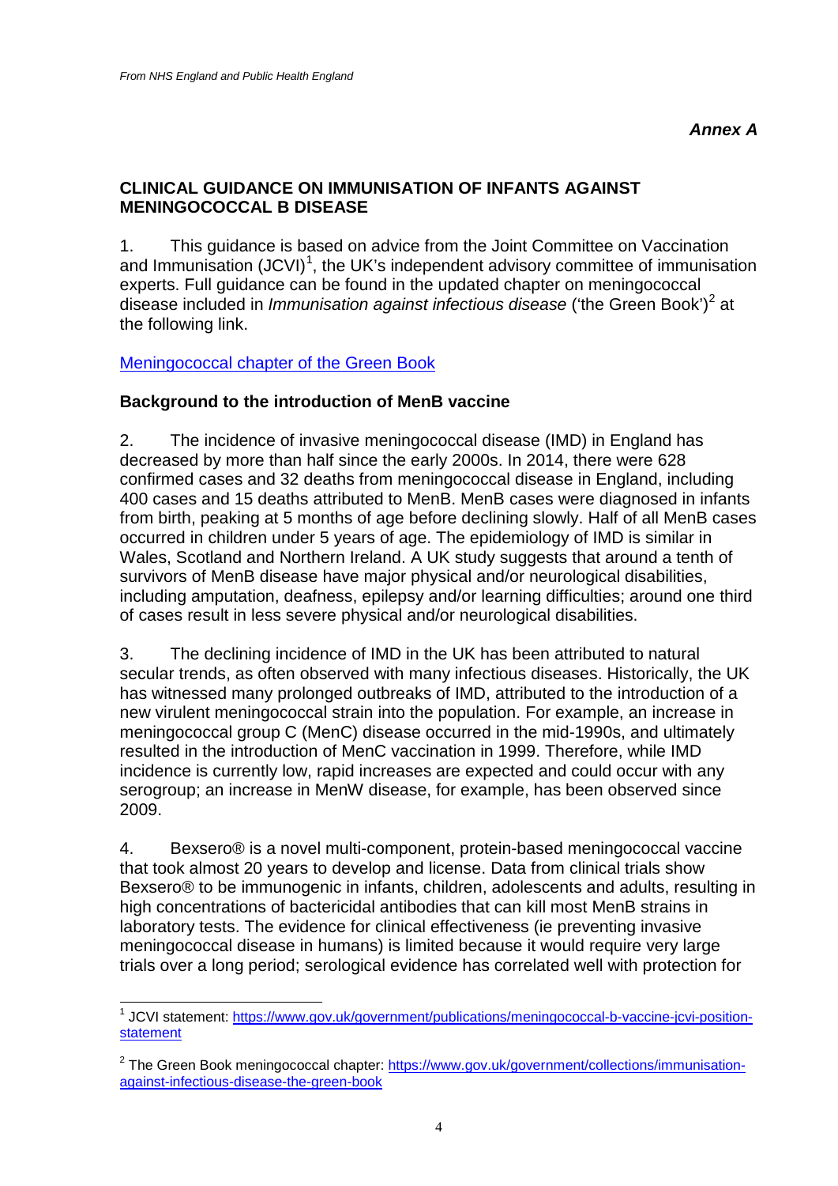*From NHS England and Public Health England*

***Annex A***

## CLINICAL GUIDANCE ON IMMUNISATION OF INFANTS AGAINST MENINGOCOCCAL B DISEASE

1. This guidance is based on advice from the Joint Committee on Vaccination and Immunisation (JCVI)[1], the UK's independent advisory committee of immunisation experts. Full guidance can be found in the updated chapter on meningococcal disease included in *Immunisation against infectious disease* ('the Green Book')[2] at the following link.

[Meningococcal chapter of the Green Book](https://www.gov.uk/government/collections/immunisation-against-infectious-disease-the-green-book)

### Background to the introduction of MenB vaccine

2. The incidence of invasive meningococcal disease (IMD) in England has decreased by more than half since the early 2000s. In 2014, there were 628 confirmed cases and 32 deaths from meningococcal disease in England, including 400 cases and 15 deaths attributed to MenB. MenB cases were diagnosed in infants from birth, peaking at 5 months of age before declining slowly. Half of all MenB cases occurred in children under 5 years of age. The epidemiology of IMD is similar in Wales, Scotland and Northern Ireland. A UK study suggests that around a tenth of survivors of MenB disease have major physical and/or neurological disabilities, including amputation, deafness, epilepsy and/or learning difficulties; around one third of cases result in less severe physical and/or neurological disabilities.

3. The declining incidence of IMD in the UK has been attributed to natural secular trends, as often observed with many infectious diseases. Historically, the UK has witnessed many prolonged outbreaks of IMD, attributed to the introduction of a new virulent meningococcal strain into the population. For example, an increase in meningococcal group C (MenC) disease occurred in the mid-1990s, and ultimately resulted in the introduction of MenC vaccination in 1999. Therefore, while IMD incidence is currently low, rapid increases are expected and could occur with any serogroup; an increase in MenW disease, for example, has been observed since 2009.

4. Bexsero® is a novel multi-component, protein-based meningococcal vaccine that took almost 20 years to develop and license. Data from clinical trials show Bexsero® to be immunogenic in infants, children, adolescents and adults, resulting in high concentrations of bactericidal antibodies that can kill most MenB strains in laboratory tests. The evidence for clinical effectiveness (ie preventing invasive meningococcal disease in humans) is limited because it would require very large trials over a long period; serological evidence has correlated well with protection for

---

[1] JCVI statement: [https://www.gov.uk/government/publications/meningococcal-b-vaccine-jcvi-position-statement](https://www.gov.uk/government/publications/meningococcal-b-vaccine-jcvi-position-statement)

[2] The Green Book meningococcal chapter: [https://www.gov.uk/government/collections/immunisation-against-infectious-disease-the-green-book](https://www.gov.uk/government/collections/immunisation-against-infectious-disease-the-green-book)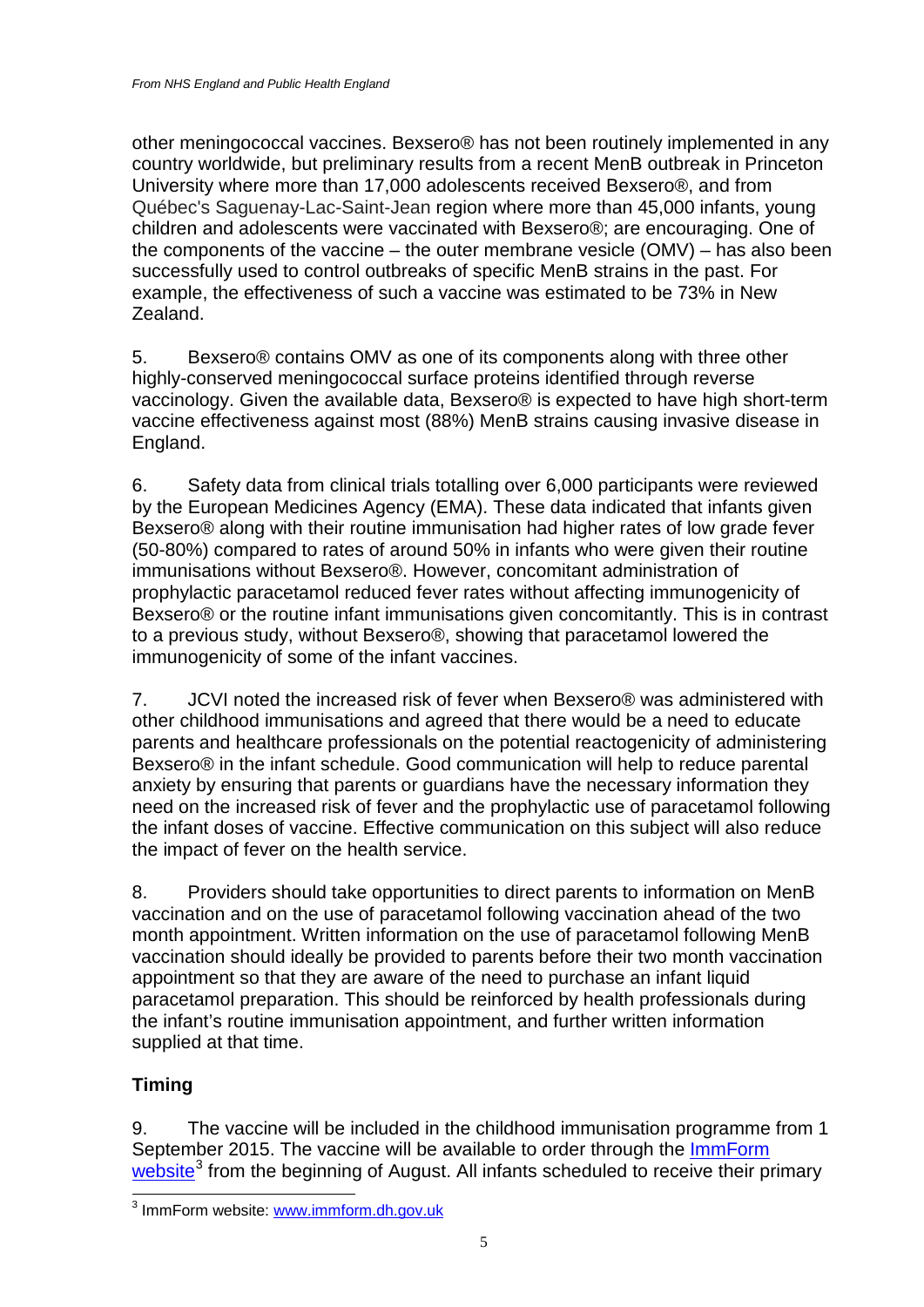other meningococcal vaccines. Bexsero® has not been routinely implemented in any country worldwide, but preliminary results from a recent MenB outbreak in Princeton University where more than 17,000 adolescents received Bexsero®, and from Québec's Saguenay-Lac-Saint-Jean region where more than 45,000 infants, young children and adolescents were vaccinated with Bexsero®; are encouraging. One of the components of the vaccine – the outer membrane vesicle (OMV) – has also been successfully used to control outbreaks of specific MenB strains in the past. For example, the effectiveness of such a vaccine was estimated to be 73% in New Zealand.

5. Bexsero® contains OMV as one of its components along with three other highly-conserved meningococcal surface proteins identified through reverse vaccinology. Given the available data, Bexsero® is expected to have high short-term vaccine effectiveness against most (88%) MenB strains causing invasive disease in England.

6. Safety data from clinical trials totalling over 6,000 participants were reviewed by the European Medicines Agency (EMA). These data indicated that infants given Bexsero® along with their routine immunisation had higher rates of low grade fever (50-80%) compared to rates of around 50% in infants who were given their routine immunisations without Bexsero®. However, concomitant administration of prophylactic paracetamol reduced fever rates without affecting immunogenicity of Bexsero® or the routine infant immunisations given concomitantly. This is in contrast to a previous study, without Bexsero®, showing that paracetamol lowered the immunogenicity of some of the infant vaccines.

7. JCVI noted the increased risk of fever when Bexsero® was administered with other childhood immunisations and agreed that there would be a need to educate parents and healthcare professionals on the potential reactogenicity of administering Bexsero® in the infant schedule. Good communication will help to reduce parental anxiety by ensuring that parents or guardians have the necessary information they need on the increased risk of fever and the prophylactic use of paracetamol following the infant doses of vaccine. Effective communication on this subject will also reduce the impact of fever on the health service.

8. Providers should take opportunities to direct parents to information on MenB vaccination and on the use of paracetamol following vaccination ahead of the two month appointment. Written information on the use of paracetamol following MenB vaccination should ideally be provided to parents before their two month vaccination appointment so that they are aware of the need to purchase an infant liquid paracetamol preparation. This should be reinforced by health professionals during the infant's routine immunisation appointment, and further written information supplied at that time.

## Timing

9. The vaccine will be included in the childhood immunisation programme from 1 September 2015. The vaccine will be available to order through the ImmForm website[3] from the beginning of August. All infants scheduled to receive their primary

[3] ImmForm website: www.immform.dh.gov.uk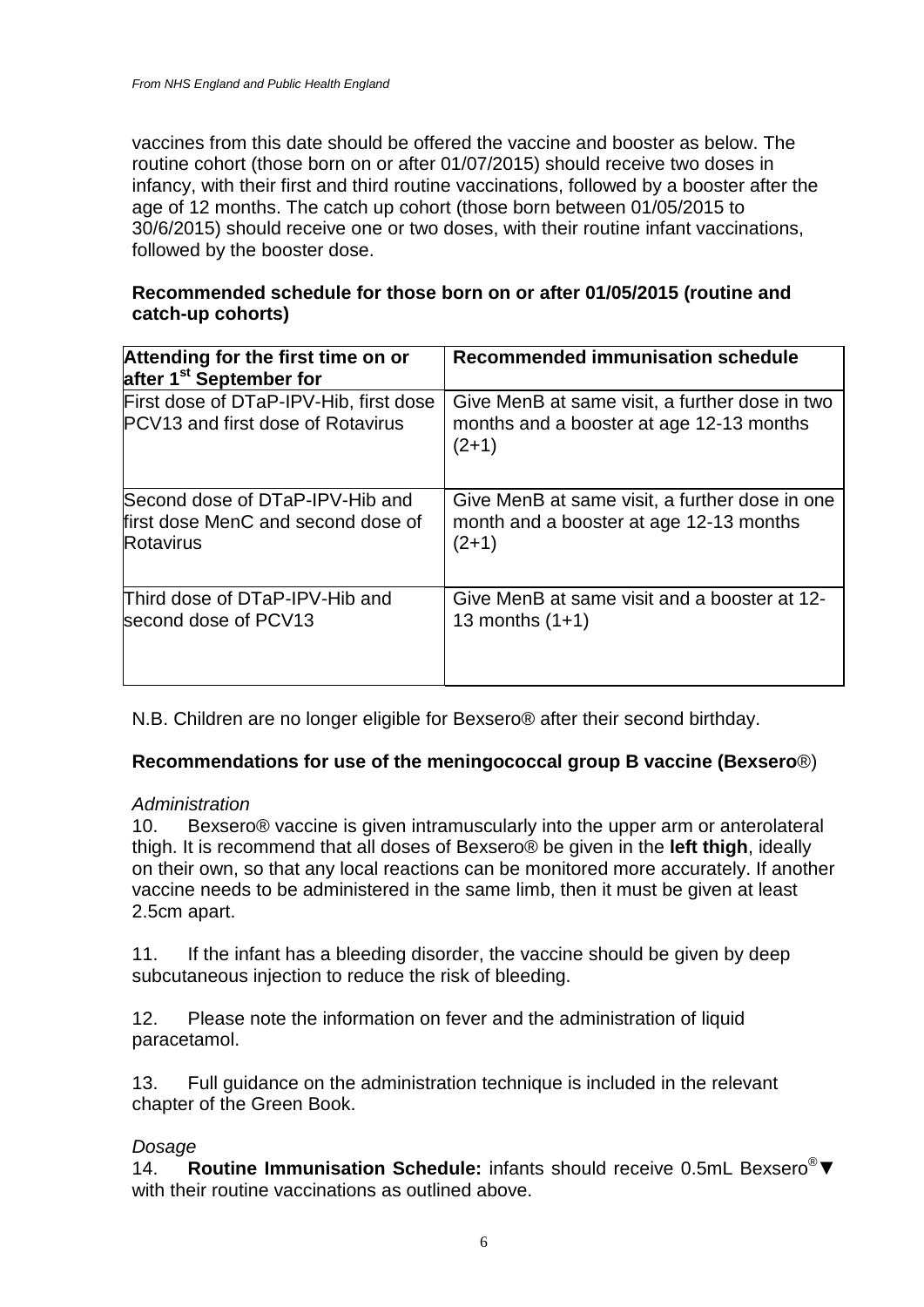vaccines from this date should be offered the vaccine and booster as below. The routine cohort (those born on or after 01/07/2015) should receive two doses in infancy, with their first and third routine vaccinations, followed by a booster after the age of 12 months. The catch up cohort (those born between 01/05/2015 to 30/6/2015) should receive one or two doses, with their routine infant vaccinations, followed by the booster dose.

**Recommended schedule for those born on or after 01/05/2015 (routine and catch-up cohorts)**

| **Attending for the first time on or after 1st September for** | **Recommended immunisation schedule** |
|---|---|
| First dose of DTaP-IPV-Hib, first dose PCV13 and first dose of Rotavirus | Give MenB at same visit, a further dose in two months and a booster at age 12-13 months (2+1) |
| Second dose of DTaP-IPV-Hib and first dose MenC and second dose of Rotavirus | Give MenB at same visit, a further dose in one month and a booster at age 12-13 months (2+1) |
| Third dose of DTaP-IPV-Hib and second dose of PCV13 | Give MenB at same visit and a booster at 12-13 months (1+1) |

N.B. Children are no longer eligible for Bexsero® after their second birthday.

**Recommendations for use of the meningococcal group B vaccine (Bexsero**®)

*Administration*

10. Bexsero® vaccine is given intramuscularly into the upper arm or anterolateral thigh. It is recommend that all doses of Bexsero® be given in the **left thigh**, ideally on their own, so that any local reactions can be monitored more accurately. If another vaccine needs to be administered in the same limb, then it must be given at least 2.5cm apart.

11. If the infant has a bleeding disorder, the vaccine should be given by deep subcutaneous injection to reduce the risk of bleeding.

12. Please note the information on fever and the administration of liquid paracetamol.

13. Full guidance on the administration technique is included in the relevant chapter of the Green Book.

*Dosage*

14. **Routine Immunisation Schedule:** infants should receive 0.5mL Bexsero®▼ with their routine vaccinations as outlined above.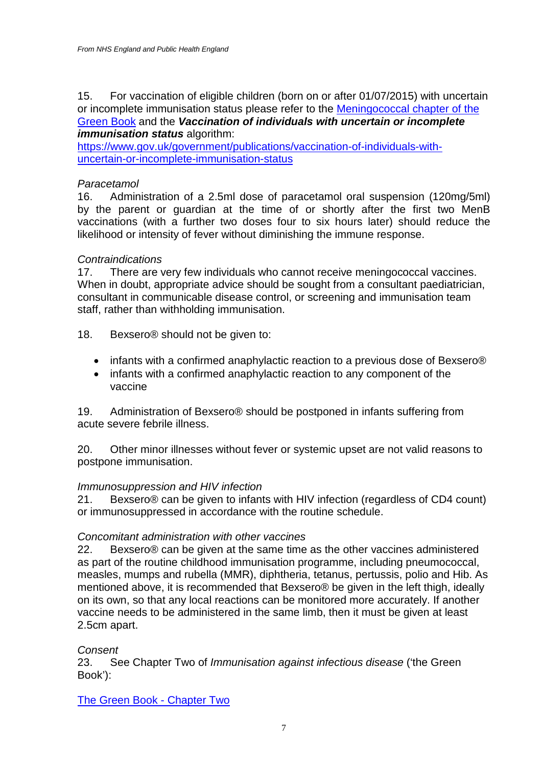15. For vaccination of eligible children (born on or after 01/07/2015) with uncertain or incomplete immunisation status please refer to the [Meningococcal chapter of the Green Book](https://www.gov.uk/government/publications/meningococcal-the-green-book-chapter-22) and the ***Vaccination of individuals with uncertain or incomplete immunisation status*** algorithm: [https://www.gov.uk/government/publications/vaccination-of-individuals-with-uncertain-or-incomplete-immunisation-status](https://www.gov.uk/government/publications/vaccination-of-individuals-with-uncertain-or-incomplete-immunisation-status)

*Paracetamol*

16. Administration of a 2.5ml dose of paracetamol oral suspension (120mg/5ml) by the parent or guardian at the time of or shortly after the first two MenB vaccinations (with a further two doses four to six hours later) should reduce the likelihood or intensity of fever without diminishing the immune response.

*Contraindications*

17. There are very few individuals who cannot receive meningococcal vaccines. When in doubt, appropriate advice should be sought from a consultant paediatrician, consultant in communicable disease control, or screening and immunisation team staff, rather than withholding immunisation.

18. Bexsero® should not be given to:

- infants with a confirmed anaphylactic reaction to a previous dose of Bexsero®
- infants with a confirmed anaphylactic reaction to any component of the vaccine

19. Administration of Bexsero® should be postponed in infants suffering from acute severe febrile illness.

20. Other minor illnesses without fever or systemic upset are not valid reasons to postpone immunisation.

*Immunosuppression and HIV infection*

21. Bexsero® can be given to infants with HIV infection (regardless of CD4 count) or immunosuppressed in accordance with the routine schedule.

*Concomitant administration with other vaccines*

22. Bexsero® can be given at the same time as the other vaccines administered as part of the routine childhood immunisation programme, including pneumococcal, measles, mumps and rubella (MMR), diphtheria, tetanus, pertussis, polio and Hib. As mentioned above, it is recommended that Bexsero® be given in the left thigh, ideally on its own, so that any local reactions can be monitored more accurately. If another vaccine needs to be administered in the same limb, then it must be given at least 2.5cm apart.

*Consent*

23. See Chapter Two of *Immunisation against infectious disease* ('the Green Book'):

[The Green Book - Chapter Two](https://www.gov.uk/government/publications/consent-the-green-book-chapter-2)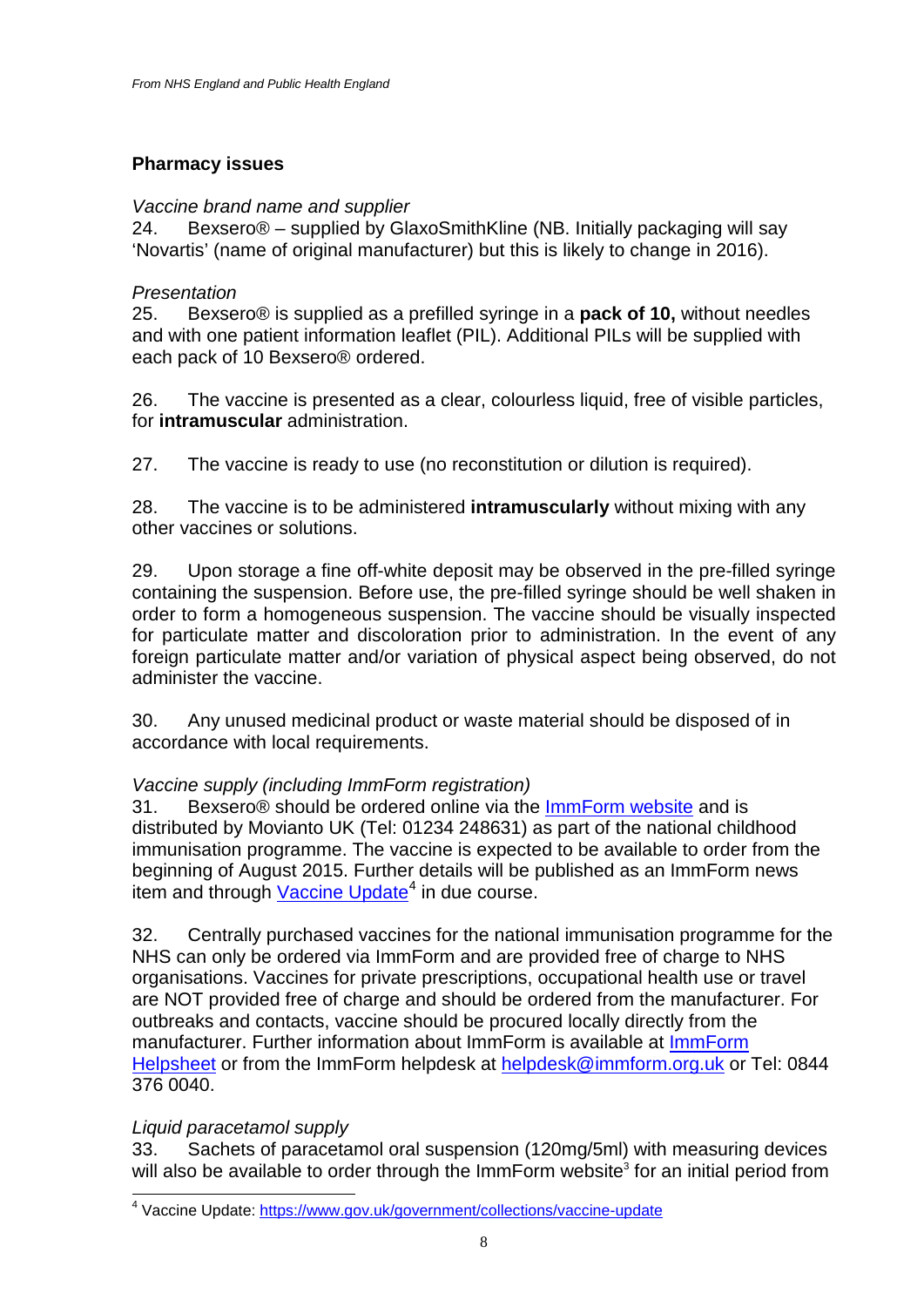## Pharmacy issues

*Vaccine brand name and supplier*

24. Bexsero® – supplied by GlaxoSmithKline (NB. Initially packaging will say 'Novartis' (name of original manufacturer) but this is likely to change in 2016).

*Presentation*

25. Bexsero® is supplied as a prefilled syringe in a **pack of 10,** without needles and with one patient information leaflet (PIL). Additional PILs will be supplied with each pack of 10 Bexsero® ordered.

26. The vaccine is presented as a clear, colourless liquid, free of visible particles, for **intramuscular** administration.

27. The vaccine is ready to use (no reconstitution or dilution is required).

28. The vaccine is to be administered **intramuscularly** without mixing with any other vaccines or solutions.

29. Upon storage a fine off-white deposit may be observed in the pre-filled syringe containing the suspension. Before use, the pre-filled syringe should be well shaken in order to form a homogeneous suspension. The vaccine should be visually inspected for particulate matter and discoloration prior to administration. In the event of any foreign particulate matter and/or variation of physical aspect being observed, do not administer the vaccine.

30. Any unused medicinal product or waste material should be disposed of in accordance with local requirements.

*Vaccine supply (including ImmForm registration)*

31. Bexsero® should be ordered online via the ImmForm website and is distributed by Movianto UK (Tel: 01234 248631) as part of the national childhood immunisation programme. The vaccine is expected to be available to order from the beginning of August 2015. Further details will be published as an ImmForm news item and through Vaccine Update[4] in due course.

32. Centrally purchased vaccines for the national immunisation programme for the NHS can only be ordered via ImmForm and are provided free of charge to NHS organisations. Vaccines for private prescriptions, occupational health use or travel are NOT provided free of charge and should be ordered from the manufacturer. For outbreaks and contacts, vaccine should be procured locally directly from the manufacturer. Further information about ImmForm is available at ImmForm Helpsheet or from the ImmForm helpdesk at helpdesk@immform.org.uk or Tel: 0844 376 0040.

*Liquid paracetamol supply*

33. Sachets of paracetamol oral suspension (120mg/5ml) with measuring devices will also be available to order through the ImmForm website[3] for an initial period from

---

[4] Vaccine Update: https://www.gov.uk/government/collections/vaccine-update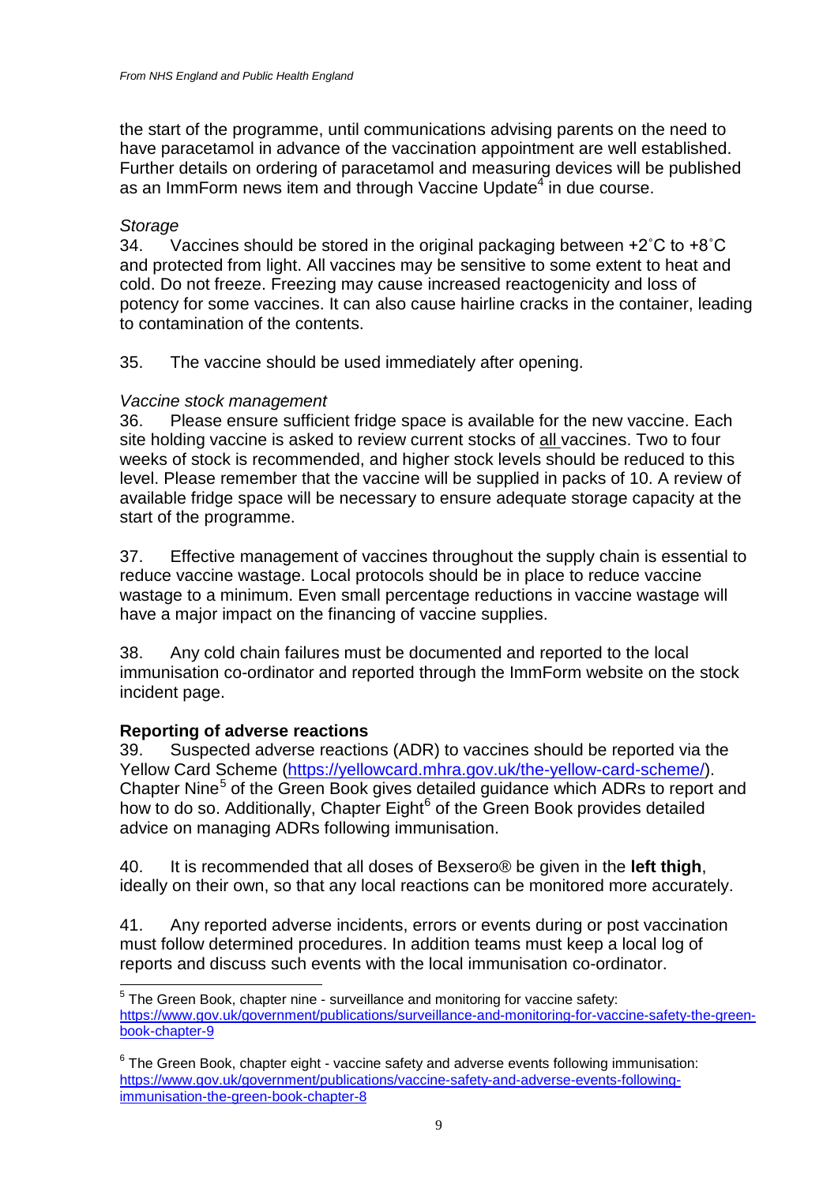the start of the programme, until communications advising parents on the need to have paracetamol in advance of the vaccination appointment are well established. Further details on ordering of paracetamol and measuring devices will be published as an ImmForm news item and through Vaccine Update[4] in due course.

*Storage*

34. Vaccines should be stored in the original packaging between +2˚C to +8˚C and protected from light. All vaccines may be sensitive to some extent to heat and cold. Do not freeze. Freezing may cause increased reactogenicity and loss of potency for some vaccines. It can also cause hairline cracks in the container, leading to contamination of the contents.

35. The vaccine should be used immediately after opening.

*Vaccine stock management*

36. Please ensure sufficient fridge space is available for the new vaccine. Each site holding vaccine is asked to review current stocks of all vaccines. Two to four weeks of stock is recommended, and higher stock levels should be reduced to this level. Please remember that the vaccine will be supplied in packs of 10. A review of available fridge space will be necessary to ensure adequate storage capacity at the start of the programme.

37. Effective management of vaccines throughout the supply chain is essential to reduce vaccine wastage. Local protocols should be in place to reduce vaccine wastage to a minimum. Even small percentage reductions in vaccine wastage will have a major impact on the financing of vaccine supplies.

38. Any cold chain failures must be documented and reported to the local immunisation co-ordinator and reported through the ImmForm website on the stock incident page.

**Reporting of adverse reactions**

39. Suspected adverse reactions (ADR) to vaccines should be reported via the Yellow Card Scheme (https://yellowcard.mhra.gov.uk/the-yellow-card-scheme/). Chapter Nine[5] of the Green Book gives detailed guidance which ADRs to report and how to do so. Additionally, Chapter Eight[6] of the Green Book provides detailed advice on managing ADRs following immunisation.

40. It is recommended that all doses of Bexsero® be given in the **left thigh**, ideally on their own, so that any local reactions can be monitored more accurately.

41. Any reported adverse incidents, errors or events during or post vaccination must follow determined procedures. In addition teams must keep a local log of reports and discuss such events with the local immunisation co-ordinator.

---

[5] The Green Book, chapter nine - surveillance and monitoring for vaccine safety: https://www.gov.uk/government/publications/surveillance-and-monitoring-for-vaccine-safety-the-green-book-chapter-9

[6] The Green Book, chapter eight - vaccine safety and adverse events following immunisation: https://www.gov.uk/government/publications/vaccine-safety-and-adverse-events-following-immunisation-the-green-book-chapter-8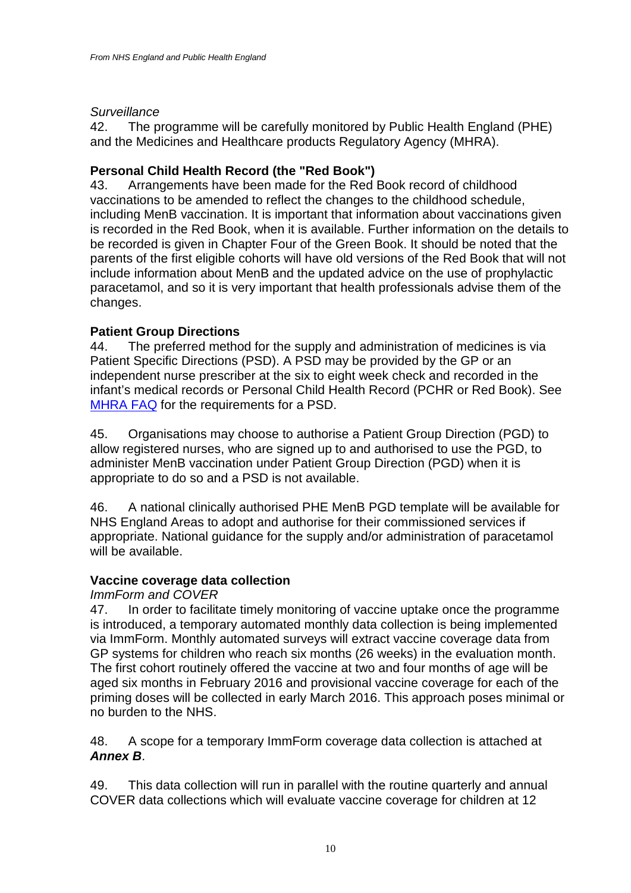*Surveillance*

42. The programme will be carefully monitored by Public Health England (PHE) and the Medicines and Healthcare products Regulatory Agency (MHRA).

**Personal Child Health Record (the "Red Book")**

43. Arrangements have been made for the Red Book record of childhood vaccinations to be amended to reflect the changes to the childhood schedule, including MenB vaccination. It is important that information about vaccinations given is recorded in the Red Book, when it is available. Further information on the details to be recorded is given in Chapter Four of the Green Book. It should be noted that the parents of the first eligible cohorts will have old versions of the Red Book that will not include information about MenB and the updated advice on the use of prophylactic paracetamol, and so it is very important that health professionals advise them of the changes.

**Patient Group Directions**

44. The preferred method for the supply and administration of medicines is via Patient Specific Directions (PSD). A PSD may be provided by the GP or an independent nurse prescriber at the six to eight week check and recorded in the infant's medical records or Personal Child Health Record (PCHR or Red Book). See MHRA FAQ for the requirements for a PSD.

45. Organisations may choose to authorise a Patient Group Direction (PGD) to allow registered nurses, who are signed up to and authorised to use the PGD, to administer MenB vaccination under Patient Group Direction (PGD) when it is appropriate to do so and a PSD is not available.

46. A national clinically authorised PHE MenB PGD template will be available for NHS England Areas to adopt and authorise for their commissioned services if appropriate. National guidance for the supply and/or administration of paracetamol will be available.

**Vaccine coverage data collection**

*ImmForm and COVER*

47. In order to facilitate timely monitoring of vaccine uptake once the programme is introduced, a temporary automated monthly data collection is being implemented via ImmForm. Monthly automated surveys will extract vaccine coverage data from GP systems for children who reach six months (26 weeks) in the evaluation month. The first cohort routinely offered the vaccine at two and four months of age will be aged six months in February 2016 and provisional vaccine coverage for each of the priming doses will be collected in early March 2016. This approach poses minimal or no burden to the NHS.

48. A scope for a temporary ImmForm coverage data collection is attached at ***Annex B***.

49. This data collection will run in parallel with the routine quarterly and annual COVER data collections which will evaluate vaccine coverage for children at 12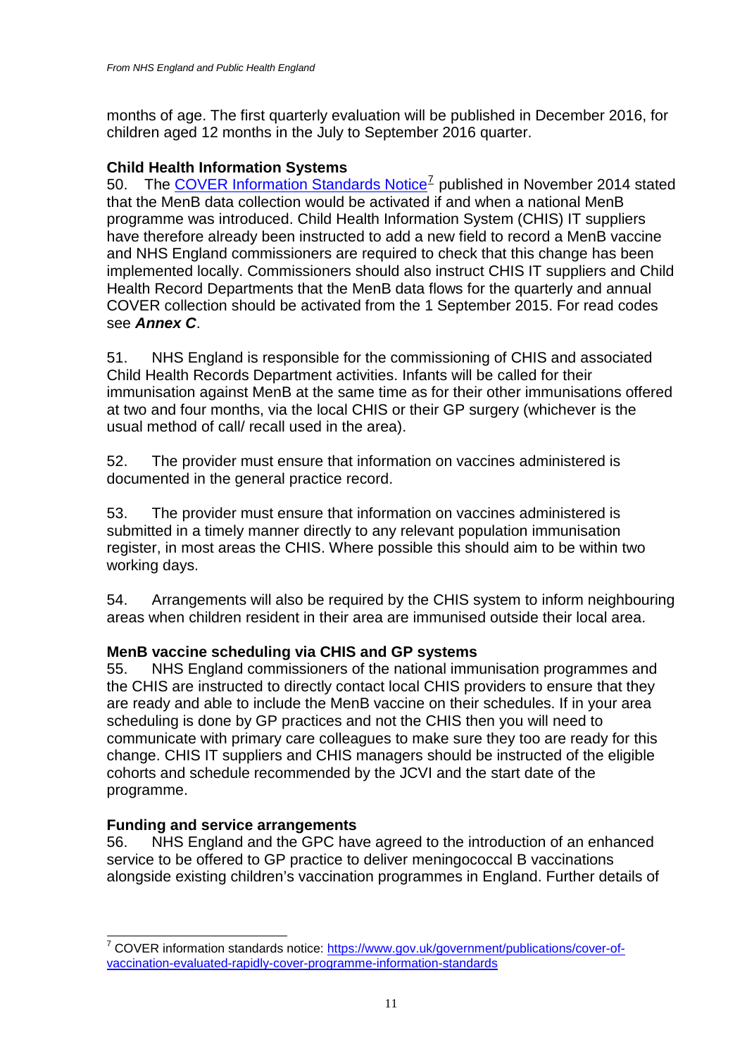months of age. The first quarterly evaluation will be published in December 2016, for children aged 12 months in the July to September 2016 quarter.

**Child Health Information Systems**

50. The [COVER Information Standards Notice](https://www.gov.uk/government/publications/cover-of-vaccination-evaluated-rapidly-cover-programme-information-standards)[7] published in November 2014 stated that the MenB data collection would be activated if and when a national MenB programme was introduced. Child Health Information System (CHIS) IT suppliers have therefore already been instructed to add a new field to record a MenB vaccine and NHS England commissioners are required to check that this change has been implemented locally. Commissioners should also instruct CHIS IT suppliers and Child Health Record Departments that the MenB data flows for the quarterly and annual COVER collection should be activated from the 1 September 2015. For read codes see ***Annex C***.

51. NHS England is responsible for the commissioning of CHIS and associated Child Health Records Department activities. Infants will be called for their immunisation against MenB at the same time as for their other immunisations offered at two and four months, via the local CHIS or their GP surgery (whichever is the usual method of call/ recall used in the area).

52. The provider must ensure that information on vaccines administered is documented in the general practice record.

53. The provider must ensure that information on vaccines administered is submitted in a timely manner directly to any relevant population immunisation register, in most areas the CHIS. Where possible this should aim to be within two working days.

54. Arrangements will also be required by the CHIS system to inform neighbouring areas when children resident in their area are immunised outside their local area.

**MenB vaccine scheduling via CHIS and GP systems**

55. NHS England commissioners of the national immunisation programmes and the CHIS are instructed to directly contact local CHIS providers to ensure that they are ready and able to include the MenB vaccine on their schedules. If in your area scheduling is done by GP practices and not the CHIS then you will need to communicate with primary care colleagues to make sure they too are ready for this change. CHIS IT suppliers and CHIS managers should be instructed of the eligible cohorts and schedule recommended by the JCVI and the start date of the programme.

**Funding and service arrangements**

56. NHS England and the GPC have agreed to the introduction of an enhanced service to be offered to GP practice to deliver meningococcal B vaccinations alongside existing children's vaccination programmes in England. Further details of

---

[7] COVER information standards notice: [https://www.gov.uk/government/publications/cover-of-vaccination-evaluated-rapidly-cover-programme-information-standards](https://www.gov.uk/government/publications/cover-of-vaccination-evaluated-rapidly-cover-programme-information-standards)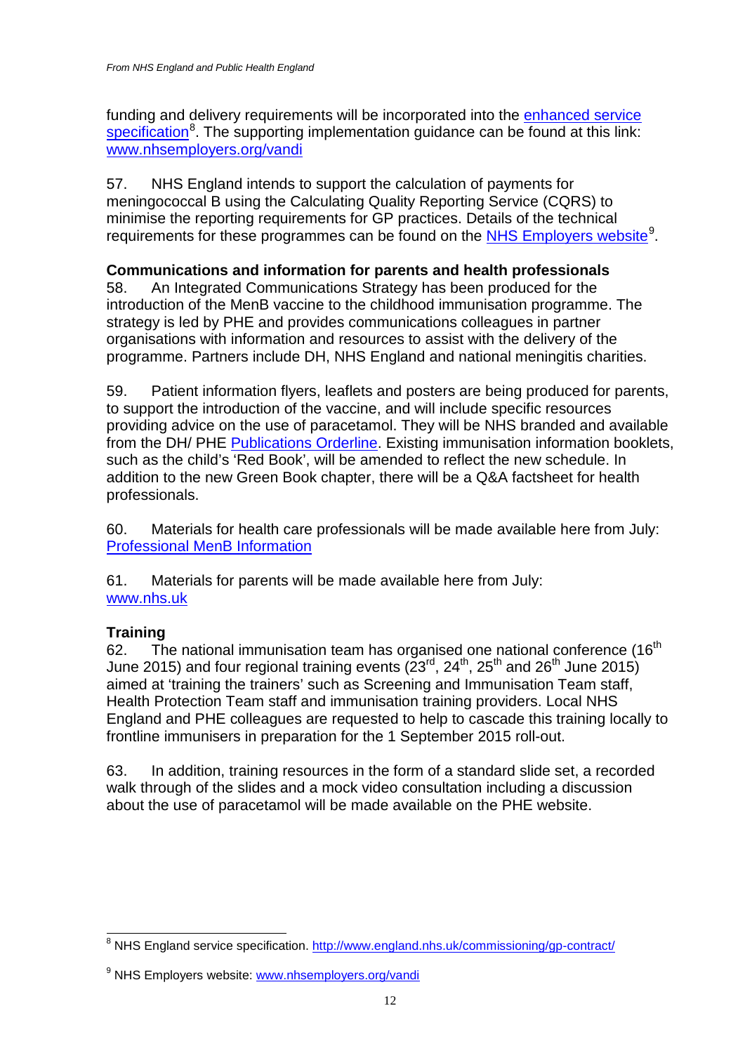funding and delivery requirements will be incorporated into the enhanced service specification[8]. The supporting implementation guidance can be found at this link: www.nhsemployers.org/vandi

57. NHS England intends to support the calculation of payments for meningococcal B using the Calculating Quality Reporting Service (CQRS) to minimise the reporting requirements for GP practices. Details of the technical requirements for these programmes can be found on the NHS Employers website[9].

**Communications and information for parents and health professionals**

58. An Integrated Communications Strategy has been produced for the introduction of the MenB vaccine to the childhood immunisation programme. The strategy is led by PHE and provides communications colleagues in partner organisations with information and resources to assist with the delivery of the programme. Partners include DH, NHS England and national meningitis charities.

59. Patient information flyers, leaflets and posters are being produced for parents, to support the introduction of the vaccine, and will include specific resources providing advice on the use of paracetamol. They will be NHS branded and available from the DH/ PHE Publications Orderline. Existing immunisation information booklets, such as the child's 'Red Book', will be amended to reflect the new schedule. In addition to the new Green Book chapter, there will be a Q&A factsheet for health professionals.

60. Materials for health care professionals will be made available here from July: Professional MenB Information

61. Materials for parents will be made available here from July: www.nhs.uk

**Training**

62. The national immunisation team has organised one national conference (16th June 2015) and four regional training events (23rd, 24th, 25th and 26th June 2015) aimed at 'training the trainers' such as Screening and Immunisation Team staff, Health Protection Team staff and immunisation training providers. Local NHS England and PHE colleagues are requested to help to cascade this training locally to frontline immunisers in preparation for the 1 September 2015 roll-out.

63. In addition, training resources in the form of a standard slide set, a recorded walk through of the slides and a mock video consultation including a discussion about the use of paracetamol will be made available on the PHE website.

---

[8] NHS England service specification. http://www.england.nhs.uk/commissioning/gp-contract/

[9] NHS Employers website: www.nhsemployers.org/vandi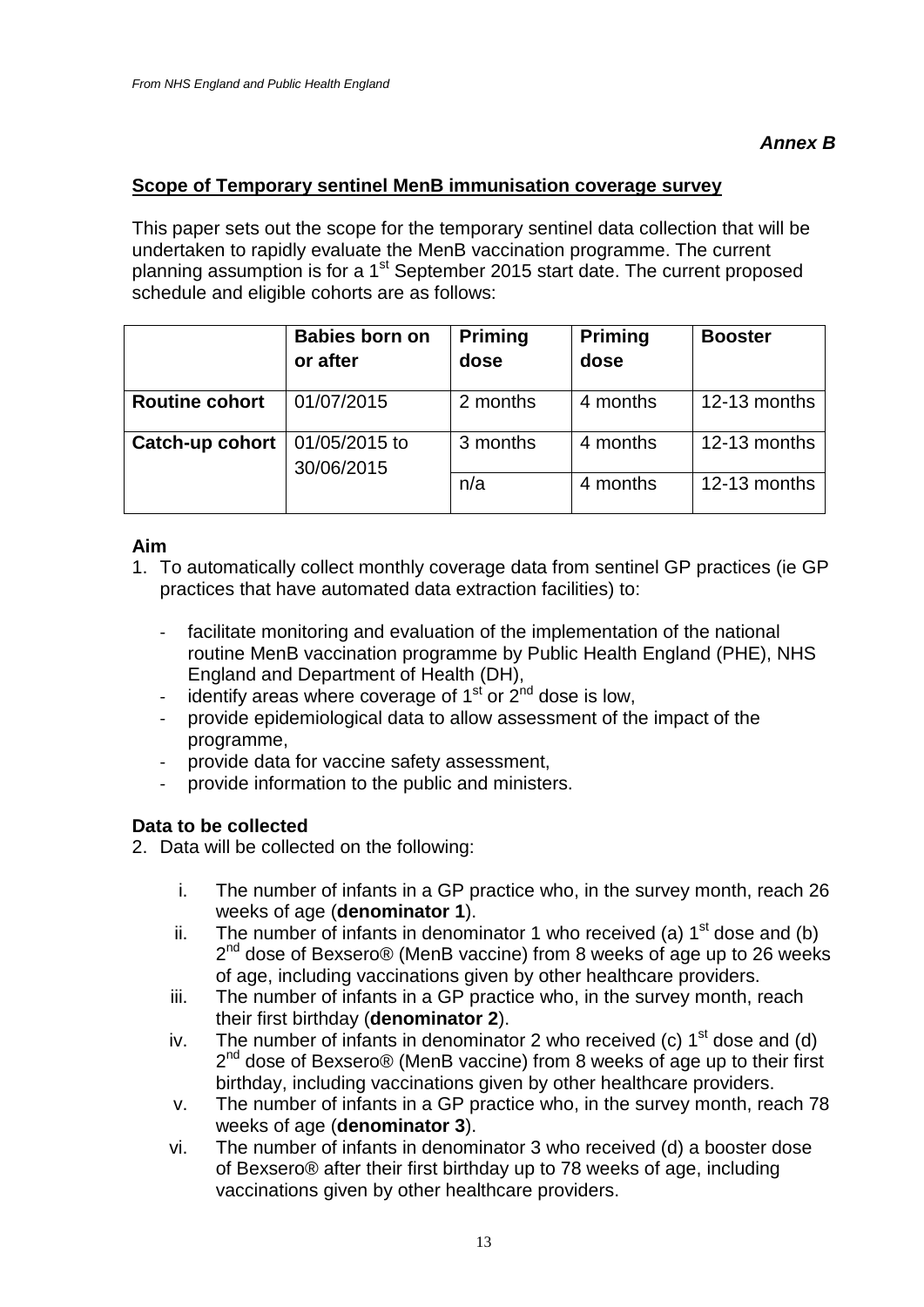*From NHS England and Public Health England*

***Annex B***

## Scope of Temporary sentinel MenB immunisation coverage survey

This paper sets out the scope for the temporary sentinel data collection that will be undertaken to rapidly evaluate the MenB vaccination programme. The current planning assumption is for a 1st September 2015 start date. The current proposed schedule and eligible cohorts are as follows:

| | **Babies born on or after** | **Priming dose** | **Priming dose** | **Booster** |
|---|---|---|---|---|
| **Routine cohort** | 01/07/2015 | 2 months | 4 months | 12-13 months |
| **Catch-up cohort** | 01/05/2015 to 30/06/2015 | 3 months | 4 months | 12-13 months |
| | | n/a | 4 months | 12-13 months |

### Aim

1. To automatically collect monthly coverage data from sentinel GP practices (ie GP practices that have automated data extraction facilities) to:

   - facilitate monitoring and evaluation of the implementation of the national routine MenB vaccination programme by Public Health England (PHE), NHS England and Department of Health (DH),
   - identify areas where coverage of 1st or 2nd dose is low,
   - provide epidemiological data to allow assessment of the impact of the programme,
   - provide data for vaccine safety assessment,
   - provide information to the public and ministers.

### Data to be collected

2. Data will be collected on the following:

   i. The number of infants in a GP practice who, in the survey month, reach 26 weeks of age (**denominator 1**).
   ii. The number of infants in denominator 1 who received (a) 1st dose and (b) 2nd dose of Bexsero® (MenB vaccine) from 8 weeks of age up to 26 weeks of age, including vaccinations given by other healthcare providers.
   iii. The number of infants in a GP practice who, in the survey month, reach their first birthday (**denominator 2**).
   iv. The number of infants in denominator 2 who received (c) 1st dose and (d) 2nd dose of Bexsero® (MenB vaccine) from 8 weeks of age up to their first birthday, including vaccinations given by other healthcare providers.
   v. The number of infants in a GP practice who, in the survey month, reach 78 weeks of age (**denominator 3**).
   vi. The number of infants in denominator 3 who received (d) a booster dose of Bexsero® after their first birthday up to 78 weeks of age, including vaccinations given by other healthcare providers.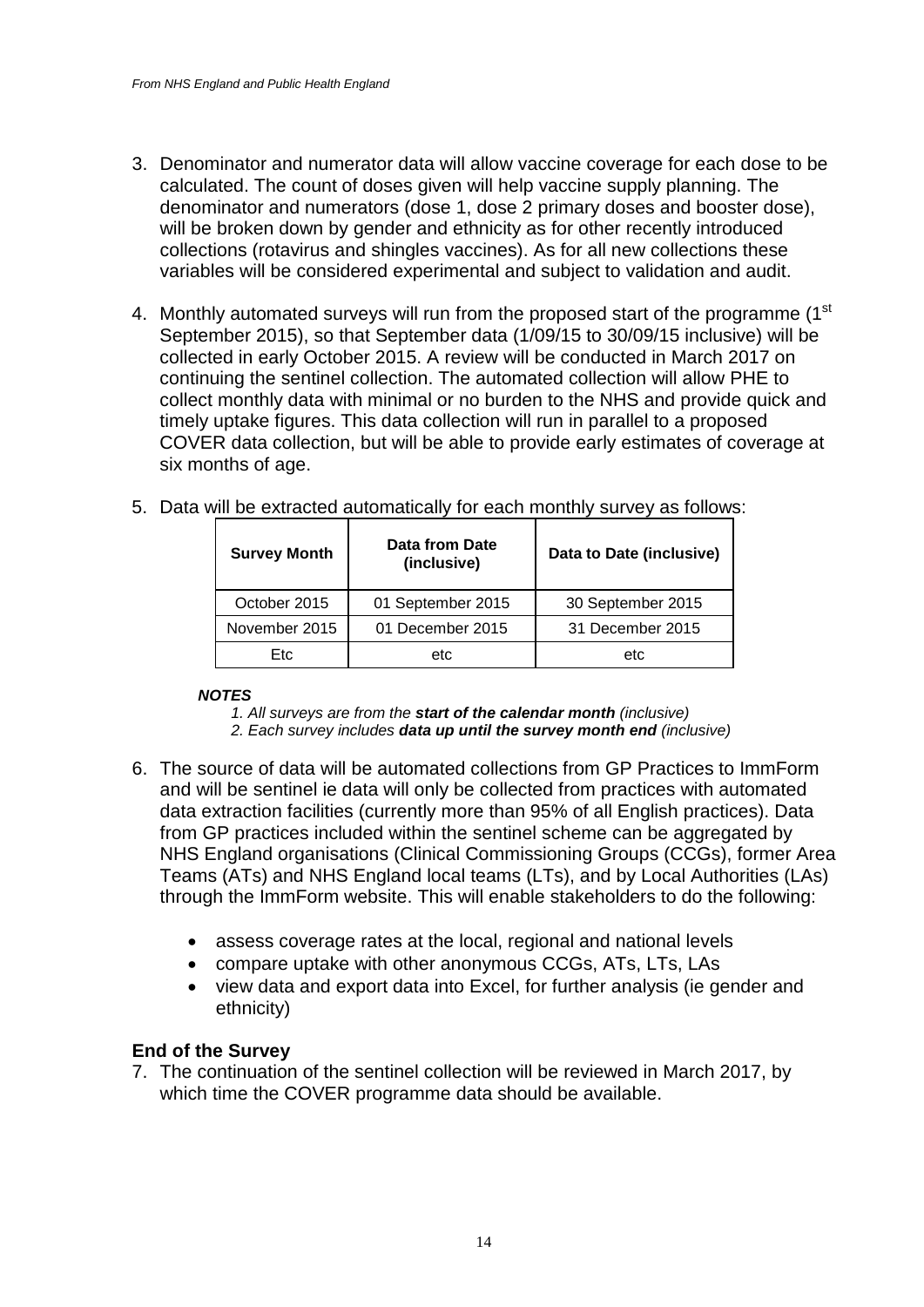3. Denominator and numerator data will allow vaccine coverage for each dose to be calculated. The count of doses given will help vaccine supply planning. The denominator and numerators (dose 1, dose 2 primary doses and booster dose), will be broken down by gender and ethnicity as for other recently introduced collections (rotavirus and shingles vaccines). As for all new collections these variables will be considered experimental and subject to validation and audit.

4. Monthly automated surveys will run from the proposed start of the programme (1st September 2015), so that September data (1/09/15 to 30/09/15 inclusive) will be collected in early October 2015. A review will be conducted in March 2017 on continuing the sentinel collection. The automated collection will allow PHE to collect monthly data with minimal or no burden to the NHS and provide quick and timely uptake figures. This data collection will run in parallel to a proposed COVER data collection, but will be able to provide early estimates of coverage at six months of age.

5. Data will be extracted automatically for each monthly survey as follows:

| Survey Month | Data from Date (inclusive) | Data to Date (inclusive) |
|---|---|---|
| October 2015 | 01 September 2015 | 30 September 2015 |
| November 2015 | 01 December 2015 | 31 December 2015 |
| Etc | etc | etc |

***NOTES***

*1. All surveys are from the **start of the calendar month** (inclusive)*
*2. Each survey includes **data up until the survey month end** (inclusive)*

6. The source of data will be automated collections from GP Practices to ImmForm and will be sentinel ie data will only be collected from practices with automated data extraction facilities (currently more than 95% of all English practices). Data from GP practices included within the sentinel scheme can be aggregated by NHS England organisations (Clinical Commissioning Groups (CCGs), former Area Teams (ATs) and NHS England local teams (LTs), and by Local Authorities (LAs) through the ImmForm website. This will enable stakeholders to do the following:

   - assess coverage rates at the local, regional and national levels
   - compare uptake with other anonymous CCGs, ATs, LTs, LAs
   - view data and export data into Excel, for further analysis (ie gender and ethnicity)

### End of the Survey

7. The continuation of the sentinel collection will be reviewed in March 2017, by which time the COVER programme data should be available.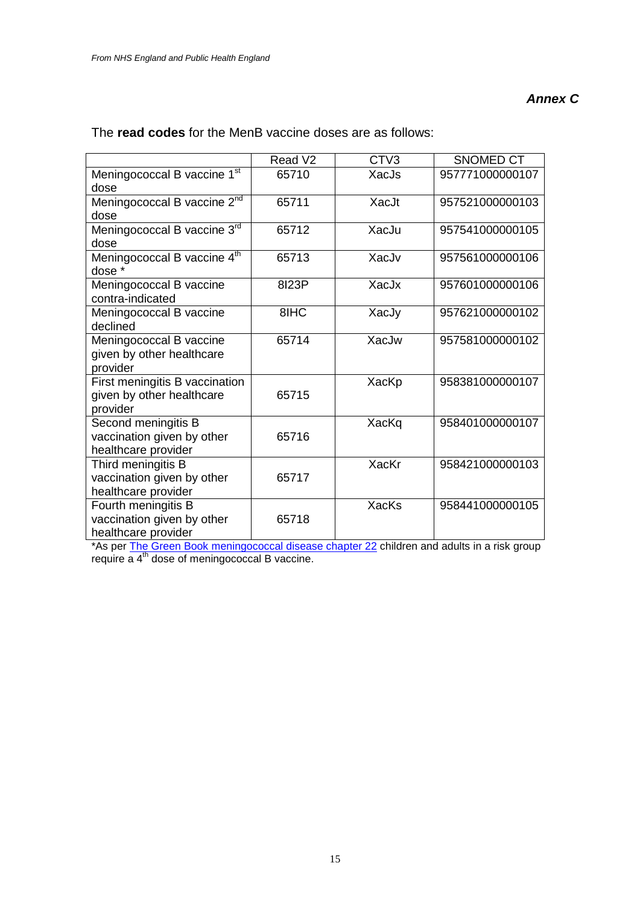*From NHS England and Public Health England*

***Annex C***

The **read codes** for the MenB vaccine doses are as follows:

| | Read V2 | CTV3 | SNOMED CT |
|---|---|---|---|
| Meningococcal B vaccine 1st dose | 65710 | XacJs | 957771000000107 |
| Meningococcal B vaccine 2nd dose | 65711 | XacJt | 957521000000103 |
| Meningococcal B vaccine 3rd dose | 65712 | XacJu | 957541000000105 |
| Meningococcal B vaccine 4th dose * | 65713 | XacJv | 957561000000106 |
| Meningococcal B vaccine contra-indicated | 8I23P | XacJx | 957601000000106 |
| Meningococcal B vaccine declined | 8IHC | XacJy | 957621000000102 |
| Meningococcal B vaccine given by other healthcare provider | 65714 | XacJw | 957581000000102 |
| First meningitis B vaccination given by other healthcare provider | 65715 | XacKp | 958381000000107 |
| Second meningitis B vaccination given by other healthcare provider | 65716 | XacKq | 958401000000107 |
| Third meningitis B vaccination given by other healthcare provider | 65717 | XacKr | 958421000000103 |
| Fourth meningitis B vaccination given by other healthcare provider | 65718 | XacKs | 958441000000105 |

*As per The Green Book meningococcal disease chapter 22 children and adults in a risk group require a 4th dose of meningococcal B vaccine.